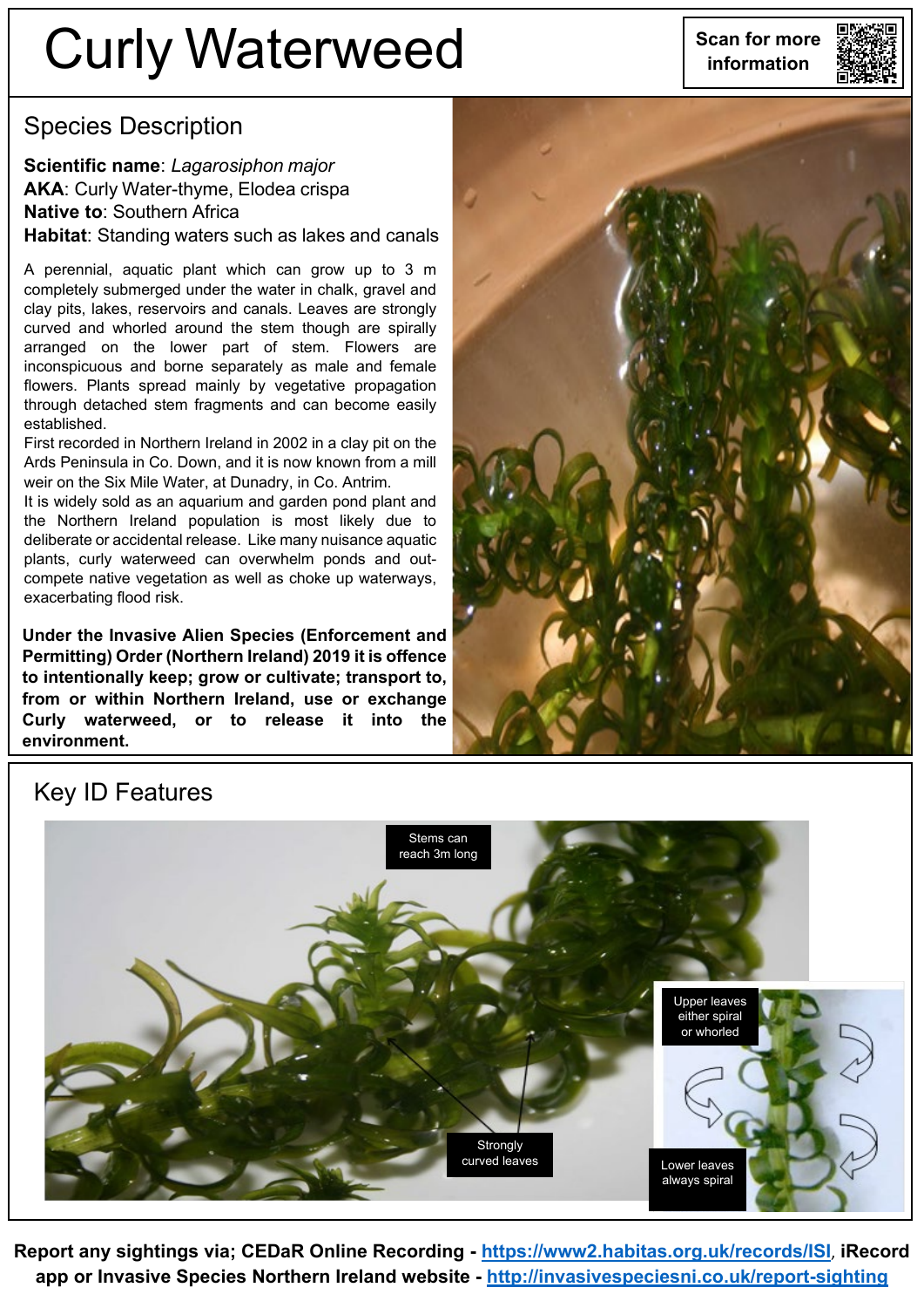# Curly Waterweed

Scan for more information

## Species Description

**Scientific name**: *Lagarosiphon major*
**AKA**: Curly Water-thyme, Elodea crispa
**Native to**: Southern Africa
**Habitat**: Standing waters such as lakes and canals

A perennial, aquatic plant which can grow up to 3 m completely submerged under the water in chalk, gravel and clay pits, lakes, reservoirs and canals. Leaves are strongly curved and whorled around the stem though are spirally arranged on the lower part of stem. Flowers are inconspicuous and borne separately as male and female flowers. Plants spread mainly by vegetative propagation through detached stem fragments and can become easily established.

First recorded in Northern Ireland in 2002 in a clay pit on the Ards Peninsula in Co. Down, and it is now known from a mill weir on the Six Mile Water, at Dunadry, in Co. Antrim.

It is widely sold as an aquarium and garden pond plant and the Northern Ireland population is most likely due to deliberate or accidental release. Like many nuisance aquatic plants, curly waterweed can overwhelm ponds and out-compete native vegetation as well as choke up waterways, exacerbating flood risk.

**Under the Invasive Alien Species (Enforcement and Permitting) Order (Northern Ireland) 2019 it is offence to intentionally keep; grow or cultivate; transport to, from or within Northern Ireland, use or exchange Curly waterweed, or to release it into the environment.**

## Key ID Features

Stems can reach 3m long

Strongly curved leaves

Upper leaves either spiral or whorled

Lower leaves always spiral

**Report any sightings via; CEDaR Online Recording - https://www2.habitas.org.uk/records/ISI, iRecord app or Invasive Species Northern Ireland website - http://invasivespeciesni.co.uk/report-sighting**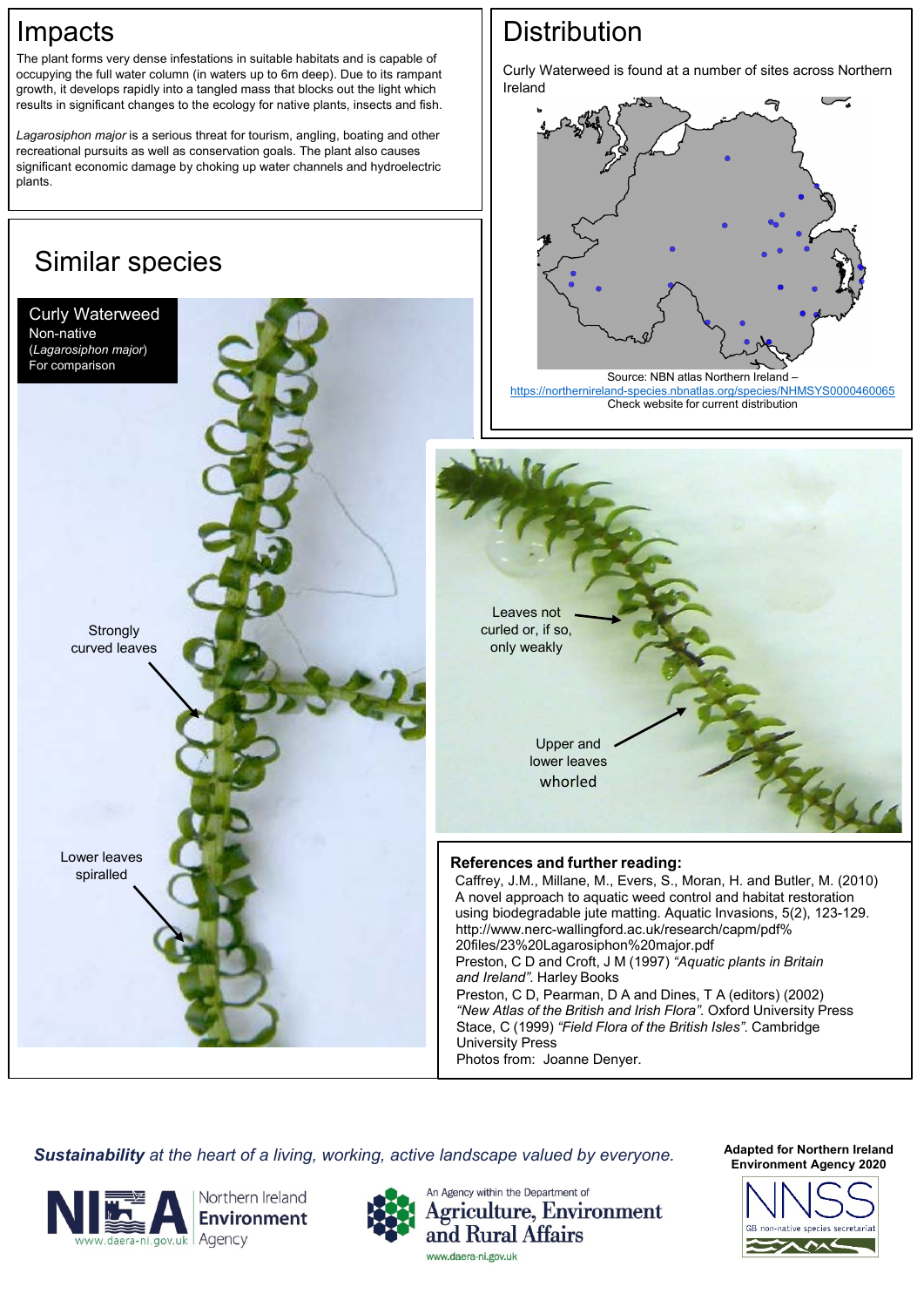## Impacts

The plant forms very dense infestations in suitable habitats and is capable of occupying the full water column (in waters up to 6m deep). Due to its rampant growth, it develops rapidly into a tangled mass that blocks out the light which results in significant changes to the ecology for native plants, insects and fish.

*Lagarosiphon major* is a serious threat for tourism, angling, boating and other recreational pursuits as well as conservation goals. The plant also causes significant economic damage by choking up water channels and hydroelectric plants.

## Distribution

Curly Waterweed is found at a number of sites across Northern Ireland

Source: NBN atlas Northern Ireland – https://northernireland-species.nbnatlas.org/species/NHMSYS0000460065
Check website for current distribution

## Similar species

Curly Waterweed
Non-native
(*Lagarosiphon major*)
For comparison

Strongly curved leaves

Lower leaves spiralled

Leaves not curled or, if so, only weakly

Upper and lower leaves whorled

**References and further reading:**

Caffrey, J.M., Millane, M., Evers, S., Moran, H. and Butler, M. (2010) A novel approach to aquatic weed control and habitat restoration using biodegradable jute matting. Aquatic Invasions, 5(2), 123-129. http://www.nerc-wallingford.ac.uk/research/capm/pdf%20files/23%20Lagarosiphon%20major.pdf

Preston, C D and Croft, J M (1997) *"Aquatic plants in Britain and Ireland"*. Harley Books

Preston, C D, Pearman, D A and Dines, T A (editors) (2002) *"New Atlas of the British and Irish Flora"*. Oxford University Press

Stace, C (1999) *"Field Flora of the British Isles"*. Cambridge University Press

Photos from: Joanne Denyer.

***Sustainability** at the heart of a living, working, active landscape valued by everyone.*

**Adapted for Northern Ireland Environment Agency 2020**